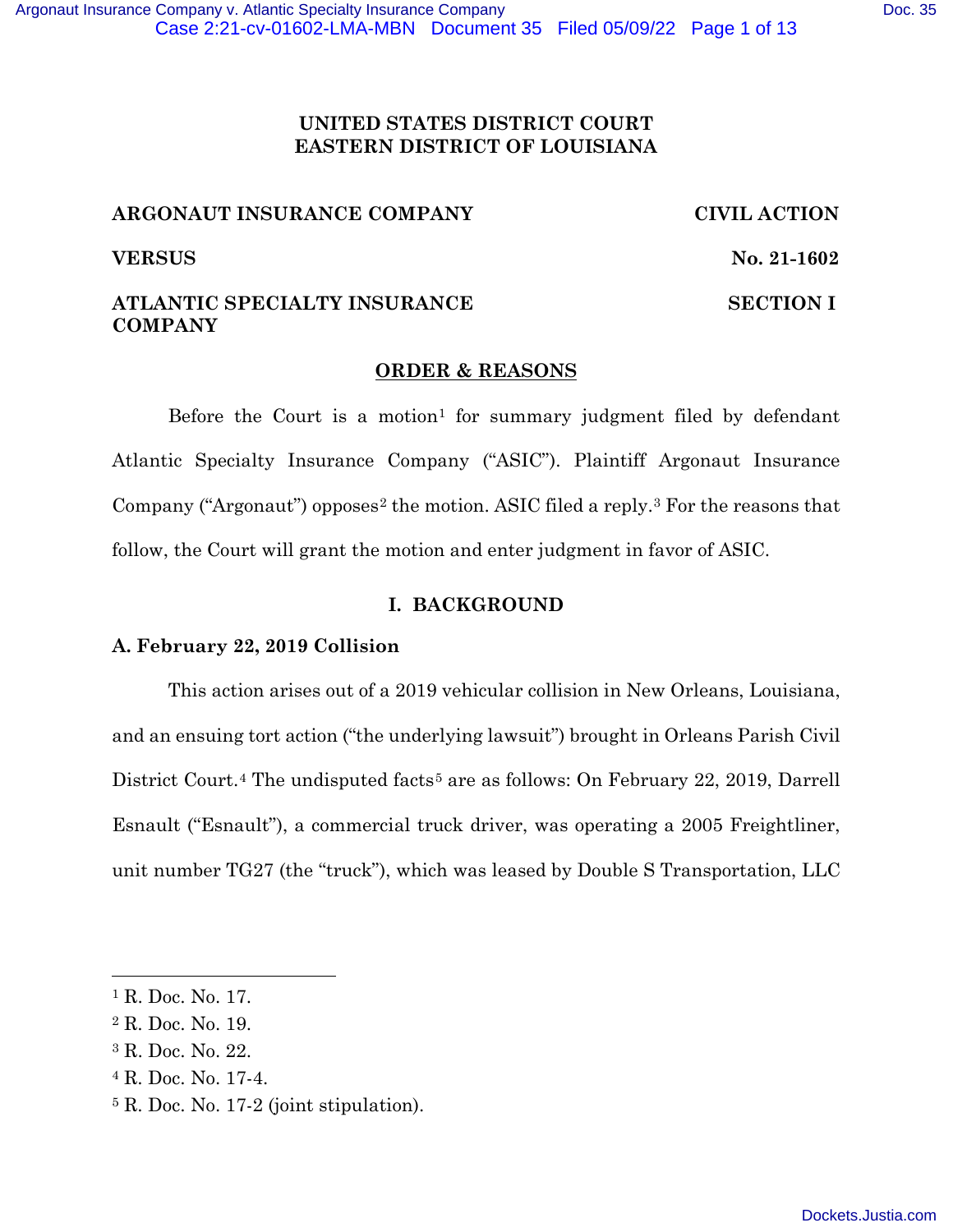UNITED STATES DISTRICT COURT
EASTERN DISTRICT OF LOUISIANA

**ARGONAUT INSURANCE COMPANY** — **CIVIL ACTION**

**VERSUS** — **No. 21-1602**

**ATLANTIC SPECIALTY INSURANCE COMPANY** — **SECTION I**

## ORDER & REASONS

Before the Court is a motion[1] for summary judgment filed by defendant Atlantic Specialty Insurance Company ("ASIC"). Plaintiff Argonaut Insurance Company ("Argonaut") opposes[2] the motion. ASIC filed a reply.[3] For the reasons that follow, the Court will grant the motion and enter judgment in favor of ASIC.

## I. BACKGROUND

### A. February 22, 2019 Collision

This action arises out of a 2019 vehicular collision in New Orleans, Louisiana, and an ensuing tort action ("the underlying lawsuit") brought in Orleans Parish Civil District Court.[4] The undisputed facts[5] are as follows: On February 22, 2019, Darrell Esnault ("Esnault"), a commercial truck driver, was operating a 2005 Freightliner, unit number TG27 (the "truck"), which was leased by Double S Transportation, LLC

---

[1] R. Doc. No. 17.

[2] R. Doc. No. 19.

[3] R. Doc. No. 22.

[4] R. Doc. No. 17-4.

[5] R. Doc. No. 17-2 (joint stipulation).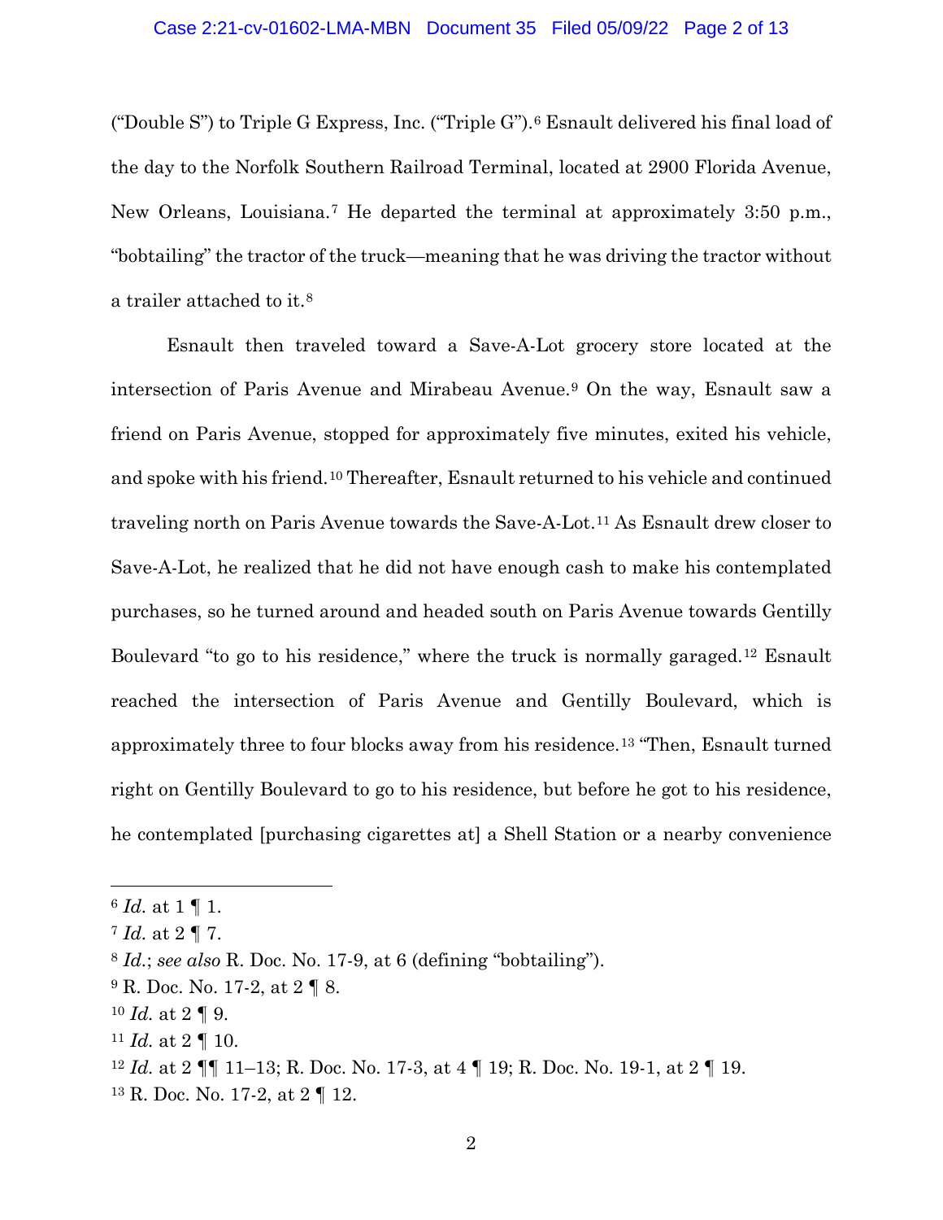("Double S") to Triple G Express, Inc. ("Triple G").[6] Esnault delivered his final load of the day to the Norfolk Southern Railroad Terminal, located at 2900 Florida Avenue, New Orleans, Louisiana.[7] He departed the terminal at approximately 3:50 p.m., "bobtailing" the tractor of the truck—meaning that he was driving the tractor without a trailer attached to it.[8]

Esnault then traveled toward a Save-A-Lot grocery store located at the intersection of Paris Avenue and Mirabeau Avenue.[9] On the way, Esnault saw a friend on Paris Avenue, stopped for approximately five minutes, exited his vehicle, and spoke with his friend.[10] Thereafter, Esnault returned to his vehicle and continued traveling north on Paris Avenue towards the Save-A-Lot.[11] As Esnault drew closer to Save-A-Lot, he realized that he did not have enough cash to make his contemplated purchases, so he turned around and headed south on Paris Avenue towards Gentilly Boulevard "to go to his residence," where the truck is normally garaged.[12] Esnault reached the intersection of Paris Avenue and Gentilly Boulevard, which is approximately three to four blocks away from his residence.[13] "Then, Esnault turned right on Gentilly Boulevard to go to his residence, but before he got to his residence, he contemplated [purchasing cigarettes at] a Shell Station or a nearby convenience

---

[6] *Id.* at 1 ¶ 1.

[7] *Id.* at 2 ¶ 7.

[8] *Id.*; *see also* R. Doc. No. 17-9, at 6 (defining "bobtailing").

[9] R. Doc. No. 17-2, at 2 ¶ 8.

[10] *Id.* at 2 ¶ 9.

[11] *Id.* at 2 ¶ 10.

[12] *Id.* at 2 ¶¶ 11–13; R. Doc. No. 17-3, at 4 ¶ 19; R. Doc. No. 19-1, at 2 ¶ 19.

[13] R. Doc. No. 17-2, at 2 ¶ 12.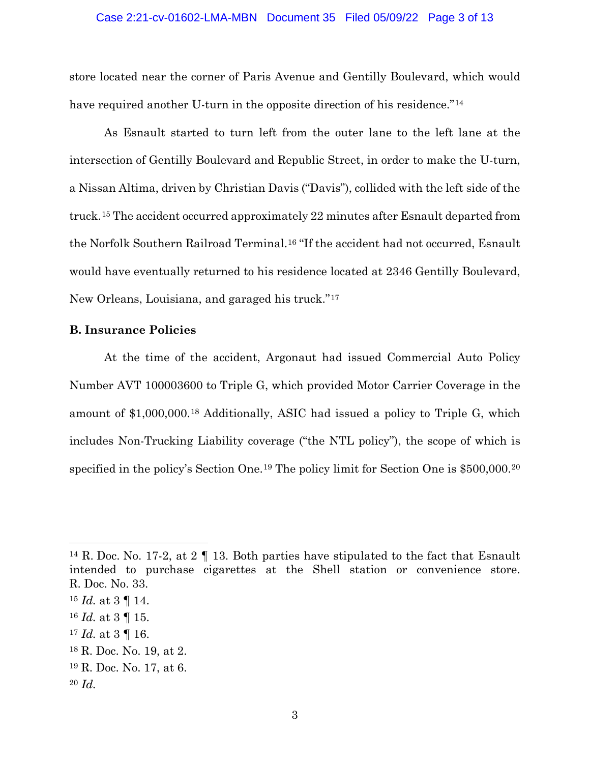store located near the corner of Paris Avenue and Gentilly Boulevard, which would have required another U-turn in the opposite direction of his residence."[14]

As Esnault started to turn left from the outer lane to the left lane at the intersection of Gentilly Boulevard and Republic Street, in order to make the U-turn, a Nissan Altima, driven by Christian Davis ("Davis"), collided with the left side of the truck.[15] The accident occurred approximately 22 minutes after Esnault departed from the Norfolk Southern Railroad Terminal.[16] "If the accident had not occurred, Esnault would have eventually returned to his residence located at 2346 Gentilly Boulevard, New Orleans, Louisiana, and garaged his truck."[17]

**B. Insurance Policies**

At the time of the accident, Argonaut had issued Commercial Auto Policy Number AVT 100003600 to Triple G, which provided Motor Carrier Coverage in the amount of $1,000,000.[18] Additionally, ASIC had issued a policy to Triple G, which includes Non-Trucking Liability coverage ("the NTL policy"), the scope of which is specified in the policy's Section One.[19] The policy limit for Section One is $500,000.[20]

---

[14] R. Doc. No. 17-2, at 2 ¶ 13. Both parties have stipulated to the fact that Esnault intended to purchase cigarettes at the Shell station or convenience store. R. Doc. No. 33.

[15] *Id.* at 3 ¶ 14.

[16] *Id.* at 3 ¶ 15.

[17] *Id.* at 3 ¶ 16.

[18] R. Doc. No. 19, at 2.

[19] R. Doc. No. 17, at 6.

[20] *Id.*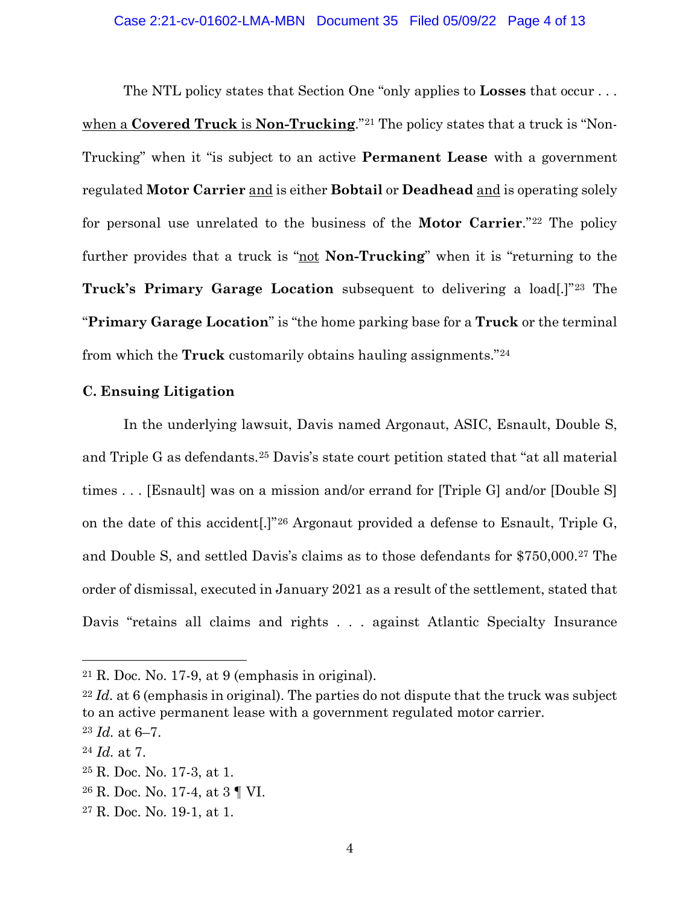The NTL policy states that Section One "only applies to **Losses** that occur . . . <u>when a **Covered Truck** is **Non-Trucking**</u>."[21] The policy states that a truck is "Non-Trucking" when it "is subject to an active **Permanent Lease** with a government regulated **Motor Carrier** <u>and</u> is either **Bobtail** or **Deadhead** <u>and</u> is operating solely for personal use unrelated to the business of the **Motor Carrier**."[22] The policy further provides that a truck is "<u>not</u> **Non-Trucking**" when it is "returning to the **Truck's Primary Garage Location** subsequent to delivering a load[.]"[23] The "**Primary Garage Location**" is "the home parking base for a **Truck** or the terminal from which the **Truck** customarily obtains hauling assignments."[24]

### C. Ensuing Litigation

In the underlying lawsuit, Davis named Argonaut, ASIC, Esnault, Double S, and Triple G as defendants.[25] Davis's state court petition stated that "at all material times . . . [Esnault] was on a mission and/or errand for [Triple G] and/or [Double S] on the date of this accident[.]"[26] Argonaut provided a defense to Esnault, Triple G, and Double S, and settled Davis's claims as to those defendants for $750,000.[27] The order of dismissal, executed in January 2021 as a result of the settlement, stated that Davis "retains all claims and rights . . . against Atlantic Specialty Insurance

---

[21] R. Doc. No. 17-9, at 9 (emphasis in original).

[22] *Id.* at 6 (emphasis in original). The parties do not dispute that the truck was subject to an active permanent lease with a government regulated motor carrier.

[23] *Id.* at 6–7.

[24] *Id.* at 7.

[25] R. Doc. No. 17-3, at 1.

[26] R. Doc. No. 17-4, at 3 ¶ VI.

[27] R. Doc. No. 19-1, at 1.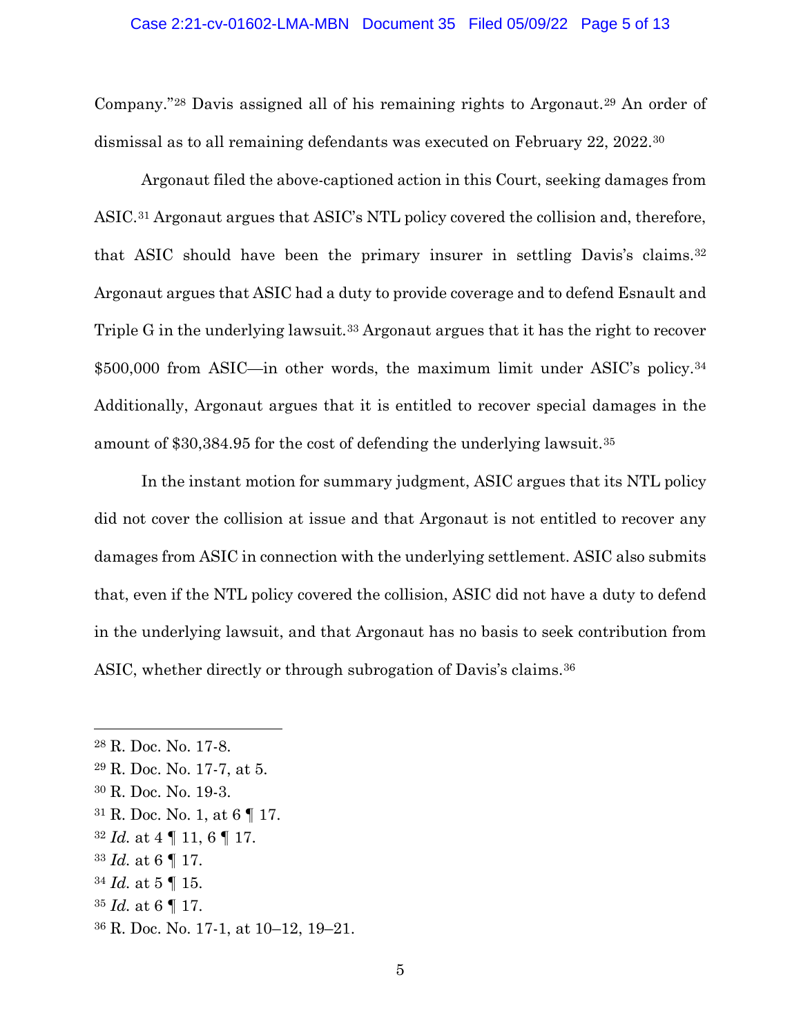Company."[28] Davis assigned all of his remaining rights to Argonaut.[29] An order of dismissal as to all remaining defendants was executed on February 22, 2022.[30]

Argonaut filed the above-captioned action in this Court, seeking damages from ASIC.[31] Argonaut argues that ASIC's NTL policy covered the collision and, therefore, that ASIC should have been the primary insurer in settling Davis's claims.[32] Argonaut argues that ASIC had a duty to provide coverage and to defend Esnault and Triple G in the underlying lawsuit.[33] Argonaut argues that it has the right to recover $500,000 from ASIC—in other words, the maximum limit under ASIC's policy.[34] Additionally, Argonaut argues that it is entitled to recover special damages in the amount of $30,384.95 for the cost of defending the underlying lawsuit.[35]

In the instant motion for summary judgment, ASIC argues that its NTL policy did not cover the collision at issue and that Argonaut is not entitled to recover any damages from ASIC in connection with the underlying settlement. ASIC also submits that, even if the NTL policy covered the collision, ASIC did not have a duty to defend in the underlying lawsuit, and that Argonaut has no basis to seek contribution from ASIC, whether directly or through subrogation of Davis's claims.[36]

---

[28] R. Doc. No. 17-8.

[29] R. Doc. No. 17-7, at 5.

[30] R. Doc. No. 19-3.

[31] R. Doc. No. 1, at 6 ¶ 17.

[32] *Id.* at 4 ¶ 11, 6 ¶ 17.

[33] *Id.* at 6 ¶ 17.

[34] *Id.* at 5 ¶ 15.

[35] *Id.* at 6 ¶ 17.

[36] R. Doc. No. 17-1, at 10–12, 19–21.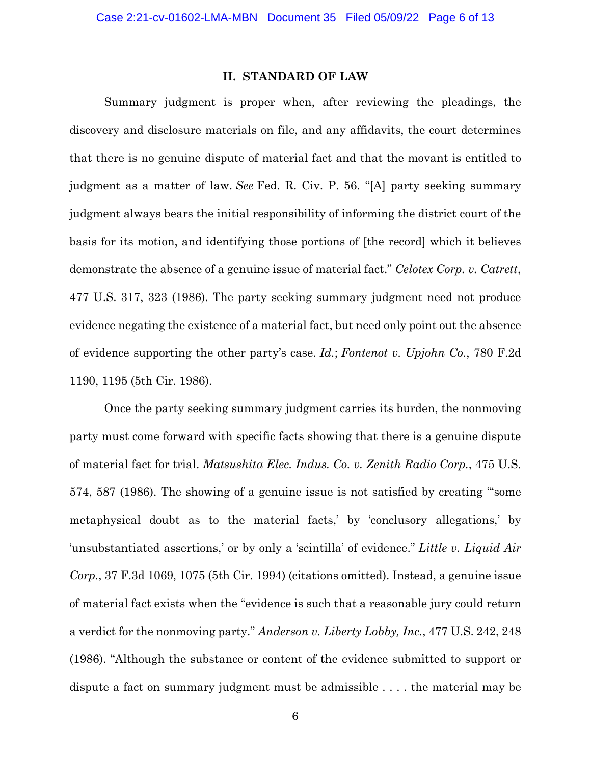## II. STANDARD OF LAW

Summary judgment is proper when, after reviewing the pleadings, the discovery and disclosure materials on file, and any affidavits, the court determines that there is no genuine dispute of material fact and that the movant is entitled to judgment as a matter of law. *See* Fed. R. Civ. P. 56. "[A] party seeking summary judgment always bears the initial responsibility of informing the district court of the basis for its motion, and identifying those portions of [the record] which it believes demonstrate the absence of a genuine issue of material fact." *Celotex Corp. v. Catrett*, 477 U.S. 317, 323 (1986). The party seeking summary judgment need not produce evidence negating the existence of a material fact, but need only point out the absence of evidence supporting the other party's case. *Id.*; *Fontenot v. Upjohn Co.*, 780 F.2d 1190, 1195 (5th Cir. 1986).

Once the party seeking summary judgment carries its burden, the nonmoving party must come forward with specific facts showing that there is a genuine dispute of material fact for trial. *Matsushita Elec. Indus. Co. v. Zenith Radio Corp.*, 475 U.S. 574, 587 (1986). The showing of a genuine issue is not satisfied by creating "'some metaphysical doubt as to the material facts,' by 'conclusory allegations,' by 'unsubstantiated assertions,' or by only a 'scintilla' of evidence." *Little v. Liquid Air Corp.*, 37 F.3d 1069, 1075 (5th Cir. 1994) (citations omitted). Instead, a genuine issue of material fact exists when the "evidence is such that a reasonable jury could return a verdict for the nonmoving party." *Anderson v. Liberty Lobby, Inc.*, 477 U.S. 242, 248 (1986). "Although the substance or content of the evidence submitted to support or dispute a fact on summary judgment must be admissible . . . . the material may be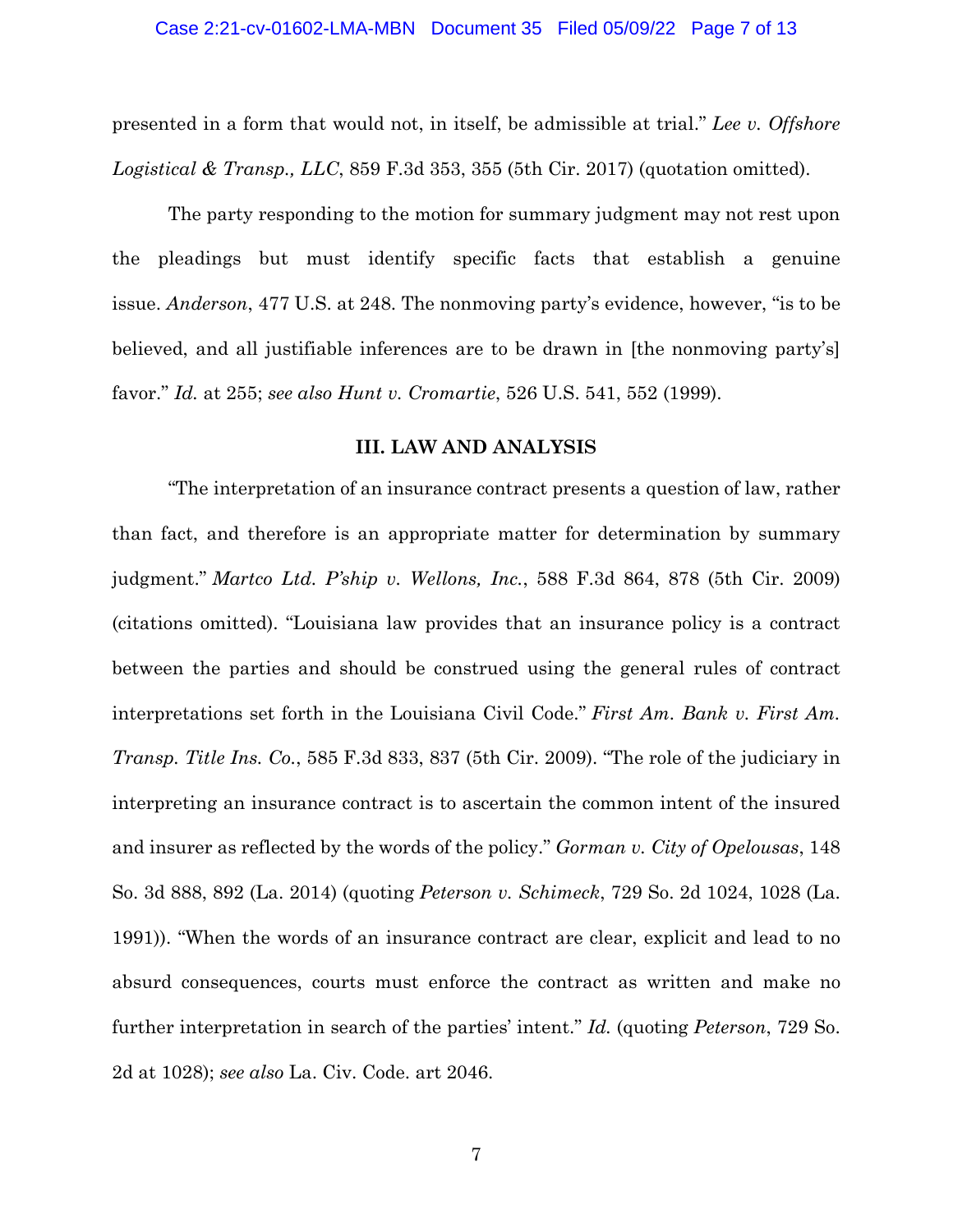presented in a form that would not, in itself, be admissible at trial." *Lee v. Offshore Logistical & Transp., LLC*, 859 F.3d 353, 355 (5th Cir. 2017) (quotation omitted).

The party responding to the motion for summary judgment may not rest upon the pleadings but must identify specific facts that establish a genuine issue. *Anderson*, 477 U.S. at 248. The nonmoving party's evidence, however, "is to be believed, and all justifiable inferences are to be drawn in [the nonmoving party's] favor." *Id.* at 255; *see also Hunt v. Cromartie*, 526 U.S. 541, 552 (1999).

## III. LAW AND ANALYSIS

"The interpretation of an insurance contract presents a question of law, rather than fact, and therefore is an appropriate matter for determination by summary judgment." *Martco Ltd. P'ship v. Wellons, Inc.*, 588 F.3d 864, 878 (5th Cir. 2009) (citations omitted). "Louisiana law provides that an insurance policy is a contract between the parties and should be construed using the general rules of contract interpretations set forth in the Louisiana Civil Code." *First Am. Bank v. First Am. Transp. Title Ins. Co.*, 585 F.3d 833, 837 (5th Cir. 2009). "The role of the judiciary in interpreting an insurance contract is to ascertain the common intent of the insured and insurer as reflected by the words of the policy." *Gorman v. City of Opelousas*, 148 So. 3d 888, 892 (La. 2014) (quoting *Peterson v. Schimeck*, 729 So. 2d 1024, 1028 (La. 1991)). "When the words of an insurance contract are clear, explicit and lead to no absurd consequences, courts must enforce the contract as written and make no further interpretation in search of the parties' intent." *Id.* (quoting *Peterson*, 729 So. 2d at 1028); *see also* La. Civ. Code. art 2046.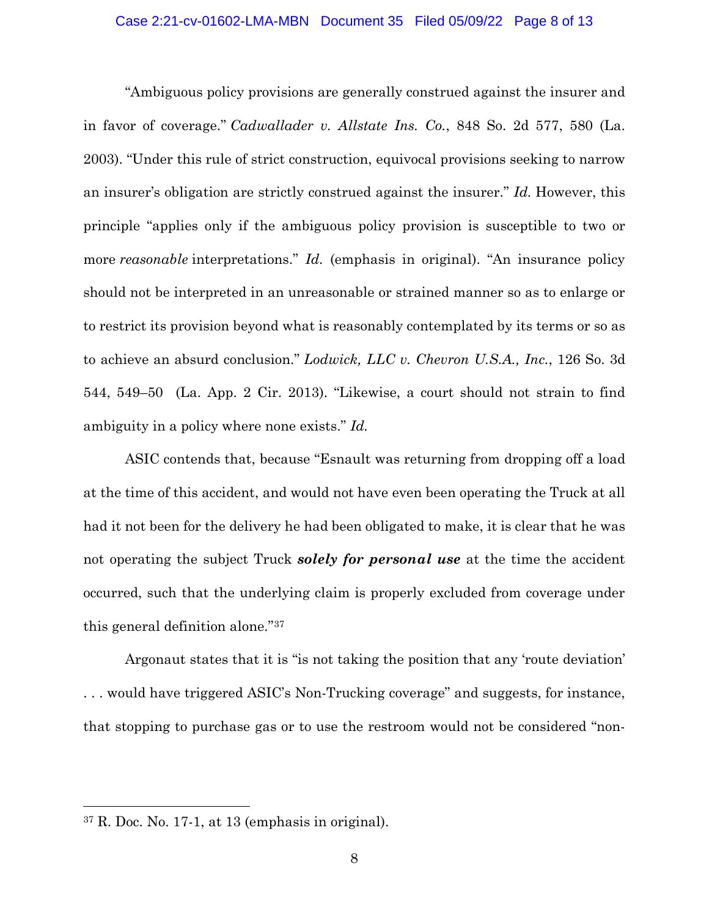"Ambiguous policy provisions are generally construed against the insurer and in favor of coverage." *Cadwallader v. Allstate Ins. Co.*, 848 So. 2d 577, 580 (La. 2003). "Under this rule of strict construction, equivocal provisions seeking to narrow an insurer's obligation are strictly construed against the insurer." *Id.* However, this principle "applies only if the ambiguous policy provision is susceptible to two or more *reasonable* interpretations." *Id.* (emphasis in original). "An insurance policy should not be interpreted in an unreasonable or strained manner so as to enlarge or to restrict its provision beyond what is reasonably contemplated by its terms or so as to achieve an absurd conclusion." *Lodwick, LLC v. Chevron U.S.A., Inc.*, 126 So. 3d 544, 549–50 (La. App. 2 Cir. 2013). "Likewise, a court should not strain to find ambiguity in a policy where none exists." *Id.*

ASIC contends that, because "Esnault was returning from dropping off a load at the time of this accident, and would not have even been operating the Truck at all had it not been for the delivery he had been obligated to make, it is clear that he was not operating the subject Truck ***solely for personal use*** at the time the accident occurred, such that the underlying claim is properly excluded from coverage under this general definition alone."[37]

Argonaut states that it is "is not taking the position that any 'route deviation' . . . would have triggered ASIC's Non-Trucking coverage" and suggests, for instance, that stopping to purchase gas or to use the restroom would not be considered "non-

---

[37] R. Doc. No. 17-1, at 13 (emphasis in original).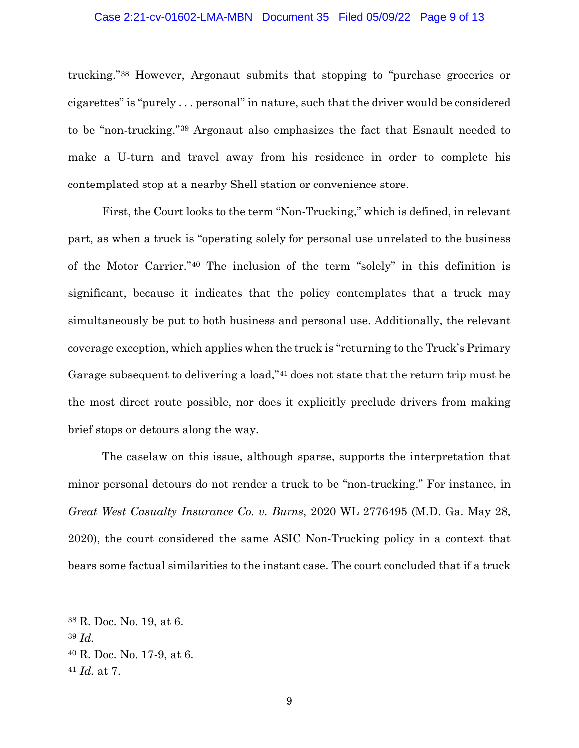trucking."[38] However, Argonaut submits that stopping to "purchase groceries or cigarettes" is "purely . . . personal" in nature, such that the driver would be considered to be "non-trucking."[39] Argonaut also emphasizes the fact that Esnault needed to make a U-turn and travel away from his residence in order to complete his contemplated stop at a nearby Shell station or convenience store.

First, the Court looks to the term "Non-Trucking," which is defined, in relevant part, as when a truck is "operating solely for personal use unrelated to the business of the Motor Carrier."[40] The inclusion of the term "solely" in this definition is significant, because it indicates that the policy contemplates that a truck may simultaneously be put to both business and personal use. Additionally, the relevant coverage exception, which applies when the truck is "returning to the Truck's Primary Garage subsequent to delivering a load,"[41] does not state that the return trip must be the most direct route possible, nor does it explicitly preclude drivers from making brief stops or detours along the way.

The caselaw on this issue, although sparse, supports the interpretation that minor personal detours do not render a truck to be "non-trucking." For instance, in *Great West Casualty Insurance Co. v. Burns*, 2020 WL 2776495 (M.D. Ga. May 28, 2020), the court considered the same ASIC Non-Trucking policy in a context that bears some factual similarities to the instant case. The court concluded that if a truck

---

[38] R. Doc. No. 19, at 6.

[39] *Id.*

[40] R. Doc. No. 17-9, at 6.

[41] *Id.* at 7.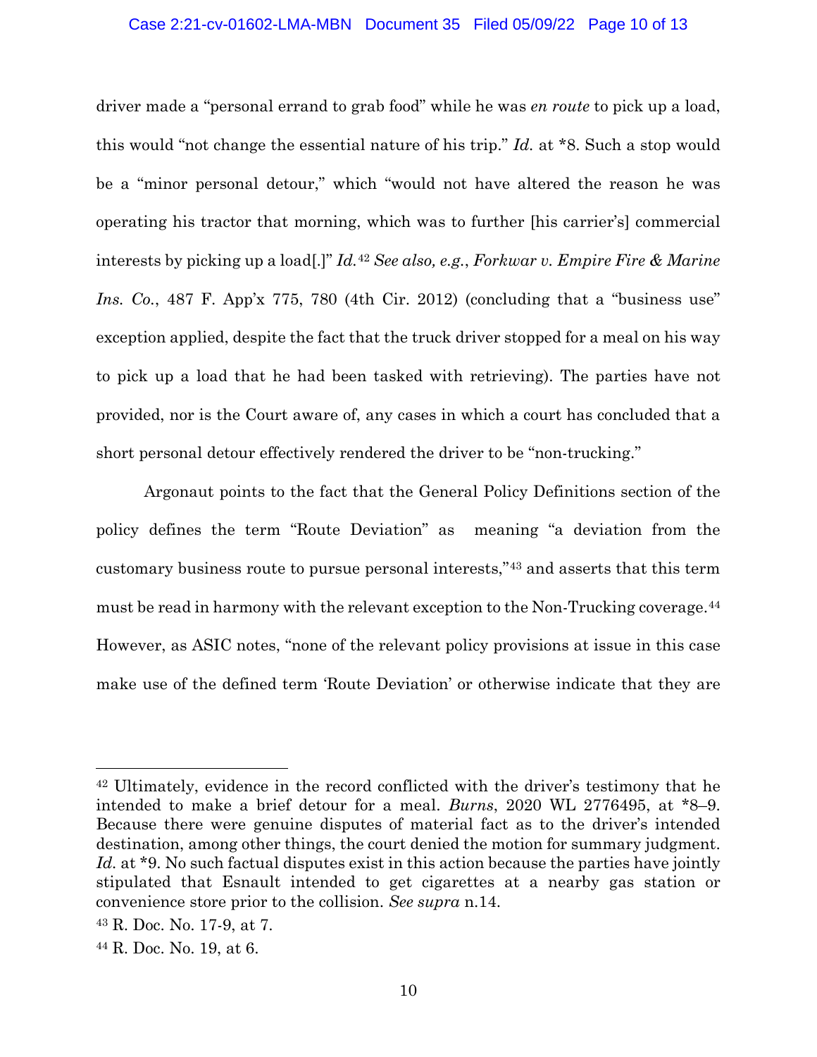driver made a "personal errand to grab food" while he was *en route* to pick up a load, this would "not change the essential nature of his trip." *Id.* at *8. Such a stop would be a "minor personal detour," which "would not have altered the reason he was operating his tractor that morning, which was to further [his carrier's] commercial interests by picking up a load[.]" *Id.*[42] *See also, e.g.*, *Forkwar v. Empire Fire & Marine Ins. Co.*, 487 F. App'x 775, 780 (4th Cir. 2012) (concluding that a "business use" exception applied, despite the fact that the truck driver stopped for a meal on his way to pick up a load that he had been tasked with retrieving). The parties have not provided, nor is the Court aware of, any cases in which a court has concluded that a short personal detour effectively rendered the driver to be "non-trucking."

Argonaut points to the fact that the General Policy Definitions section of the policy defines the term "Route Deviation" as meaning "a deviation from the customary business route to pursue personal interests,"[43] and asserts that this term must be read in harmony with the relevant exception to the Non-Trucking coverage.[44] However, as ASIC notes, "none of the relevant policy provisions at issue in this case make use of the defined term 'Route Deviation' or otherwise indicate that they are

---

[42] Ultimately, evidence in the record conflicted with the driver's testimony that he intended to make a brief detour for a meal. *Burns*, 2020 WL 2776495, at *8–9. Because there were genuine disputes of material fact as to the driver's intended destination, among other things, the court denied the motion for summary judgment. *Id.* at *9. No such factual disputes exist in this action because the parties have jointly stipulated that Esnault intended to get cigarettes at a nearby gas station or convenience store prior to the collision. *See supra* n.14.

[43] R. Doc. No. 17-9, at 7.

[44] R. Doc. No. 19, at 6.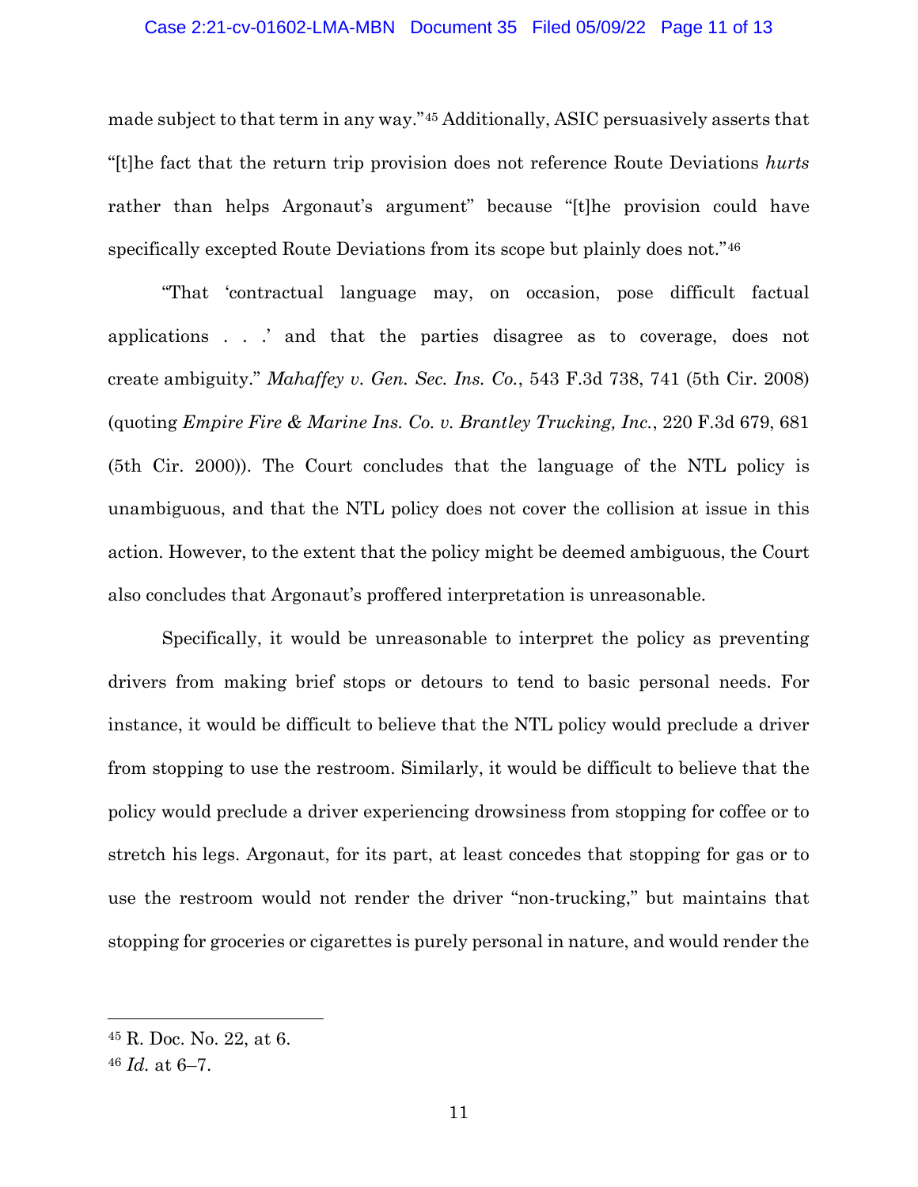made subject to that term in any way."[45] Additionally, ASIC persuasively asserts that "[t]he fact that the return trip provision does not reference Route Deviations *hurts* rather than helps Argonaut's argument" because "[t]he provision could have specifically excepted Route Deviations from its scope but plainly does not."[46]

"That 'contractual language may, on occasion, pose difficult factual applications . . .' and that the parties disagree as to coverage, does not create ambiguity." *Mahaffey v. Gen. Sec. Ins. Co.*, 543 F.3d 738, 741 (5th Cir. 2008) (quoting *Empire Fire & Marine Ins. Co. v. Brantley Trucking, Inc.*, 220 F.3d 679, 681 (5th Cir. 2000)). The Court concludes that the language of the NTL policy is unambiguous, and that the NTL policy does not cover the collision at issue in this action. However, to the extent that the policy might be deemed ambiguous, the Court also concludes that Argonaut's proffered interpretation is unreasonable.

Specifically, it would be unreasonable to interpret the policy as preventing drivers from making brief stops or detours to tend to basic personal needs. For instance, it would be difficult to believe that the NTL policy would preclude a driver from stopping to use the restroom. Similarly, it would be difficult to believe that the policy would preclude a driver experiencing drowsiness from stopping for coffee or to stretch his legs. Argonaut, for its part, at least concedes that stopping for gas or to use the restroom would not render the driver "non-trucking," but maintains that stopping for groceries or cigarettes is purely personal in nature, and would render the

---

[45] R. Doc. No. 22, at 6.

[46] *Id.* at 6–7.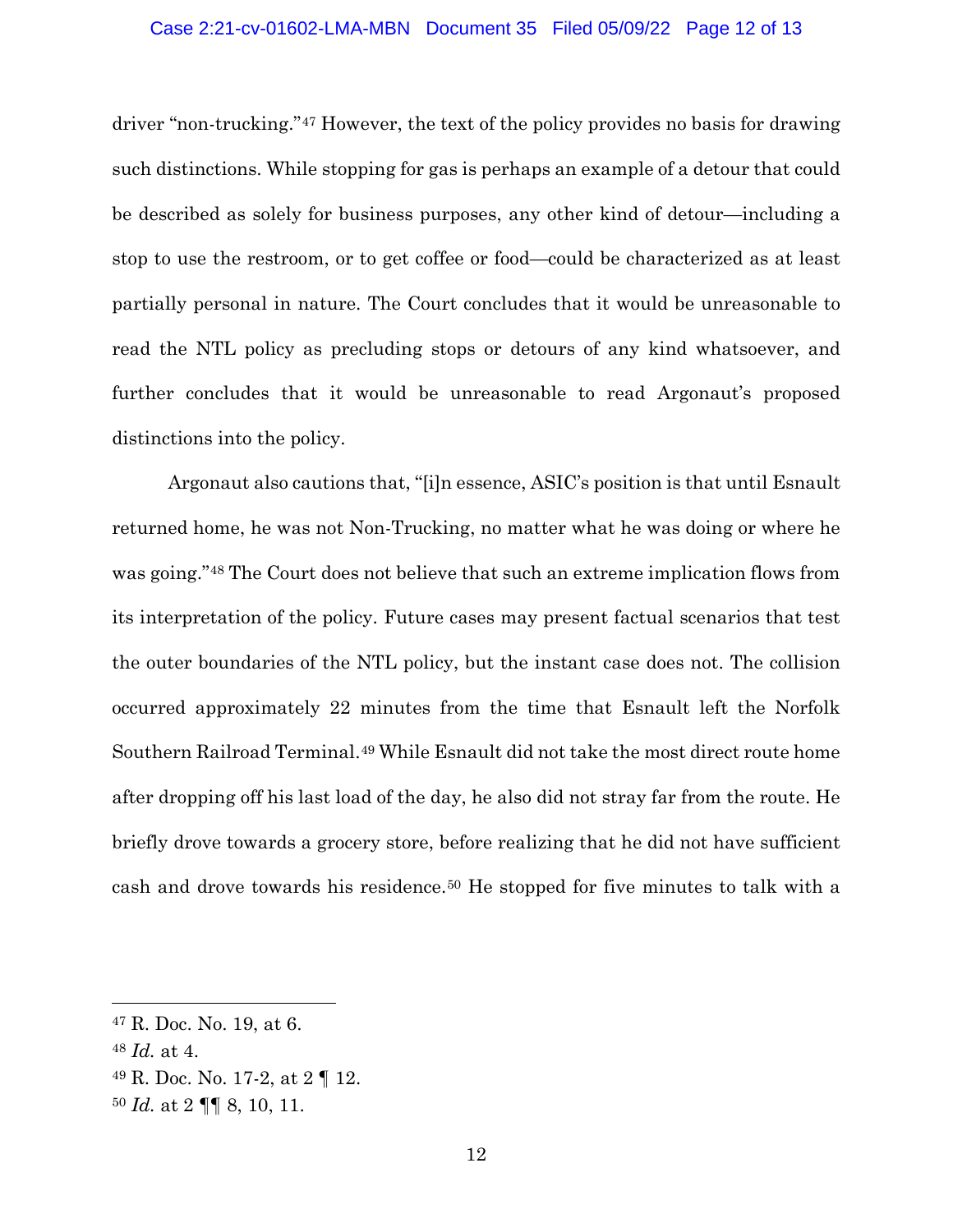driver "non-trucking."[47] However, the text of the policy provides no basis for drawing such distinctions. While stopping for gas is perhaps an example of a detour that could be described as solely for business purposes, any other kind of detour—including a stop to use the restroom, or to get coffee or food—could be characterized as at least partially personal in nature. The Court concludes that it would be unreasonable to read the NTL policy as precluding stops or detours of any kind whatsoever, and further concludes that it would be unreasonable to read Argonaut's proposed distinctions into the policy.

Argonaut also cautions that, "[i]n essence, ASIC's position is that until Esnault returned home, he was not Non-Trucking, no matter what he was doing or where he was going."[48] The Court does not believe that such an extreme implication flows from its interpretation of the policy. Future cases may present factual scenarios that test the outer boundaries of the NTL policy, but the instant case does not. The collision occurred approximately 22 minutes from the time that Esnault left the Norfolk Southern Railroad Terminal.[49] While Esnault did not take the most direct route home after dropping off his last load of the day, he also did not stray far from the route. He briefly drove towards a grocery store, before realizing that he did not have sufficient cash and drove towards his residence.[50] He stopped for five minutes to talk with a

---

[47] R. Doc. No. 19, at 6.

[48] *Id.* at 4.

[49] R. Doc. No. 17-2, at 2 ¶ 12.

[50] *Id.* at 2 ¶¶ 8, 10, 11.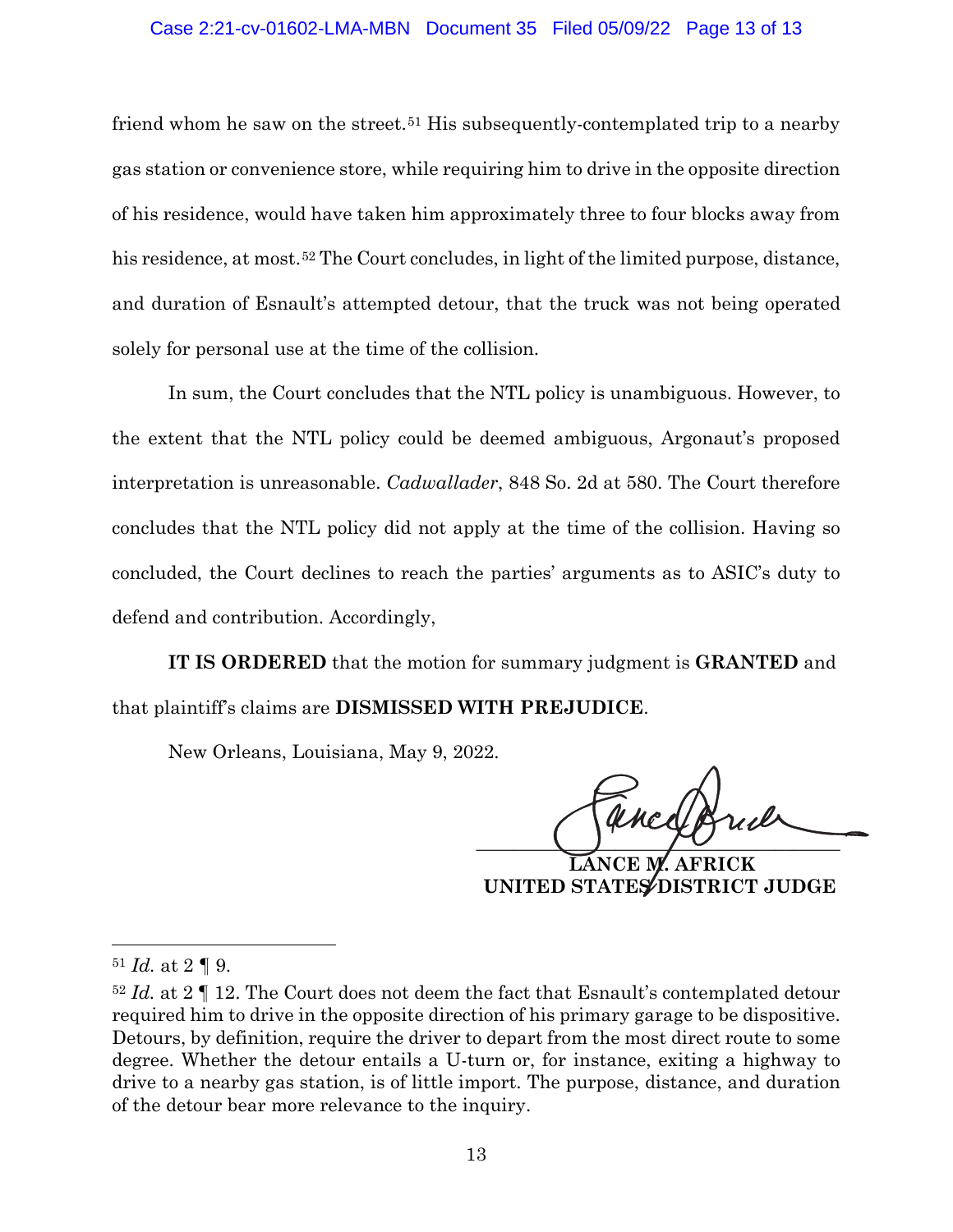friend whom he saw on the street.[51] His subsequently-contemplated trip to a nearby gas station or convenience store, while requiring him to drive in the opposite direction of his residence, would have taken him approximately three to four blocks away from his residence, at most.[52] The Court concludes, in light of the limited purpose, distance, and duration of Esnault's attempted detour, that the truck was not being operated solely for personal use at the time of the collision.

In sum, the Court concludes that the NTL policy is unambiguous. However, to the extent that the NTL policy could be deemed ambiguous, Argonaut's proposed interpretation is unreasonable. *Cadwallader*, 848 So. 2d at 580. The Court therefore concludes that the NTL policy did not apply at the time of the collision. Having so concluded, the Court declines to reach the parties' arguments as to ASIC's duty to defend and contribution. Accordingly,

**IT IS ORDERED** that the motion for summary judgment is **GRANTED** and that plaintiff's claims are **DISMISSED WITH PREJUDICE**.

New Orleans, Louisiana, May 9, 2022.

**LANCE M. AFRICK**
**UNITED STATES DISTRICT JUDGE**

---

[51] *Id.* at 2 ¶ 9.

[52] *Id.* at 2 ¶ 12. The Court does not deem the fact that Esnault's contemplated detour required him to drive in the opposite direction of his primary garage to be dispositive. Detours, by definition, require the driver to depart from the most direct route to some degree. Whether the detour entails a U-turn or, for instance, exiting a highway to drive to a nearby gas station, is of little import. The purpose, distance, and duration of the detour bear more relevance to the inquiry.